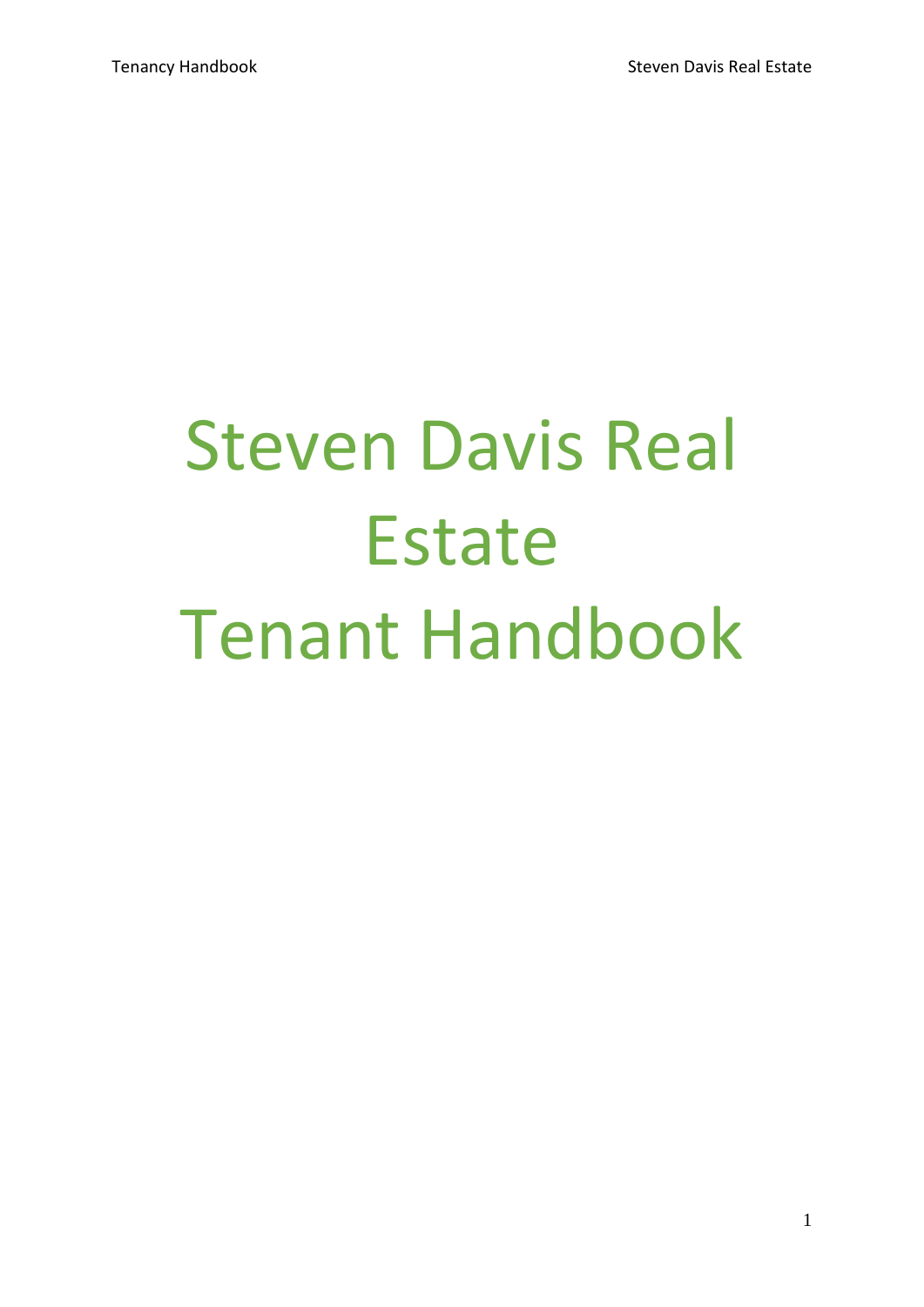# Steven Davis Real Estate
# Tenant Handbook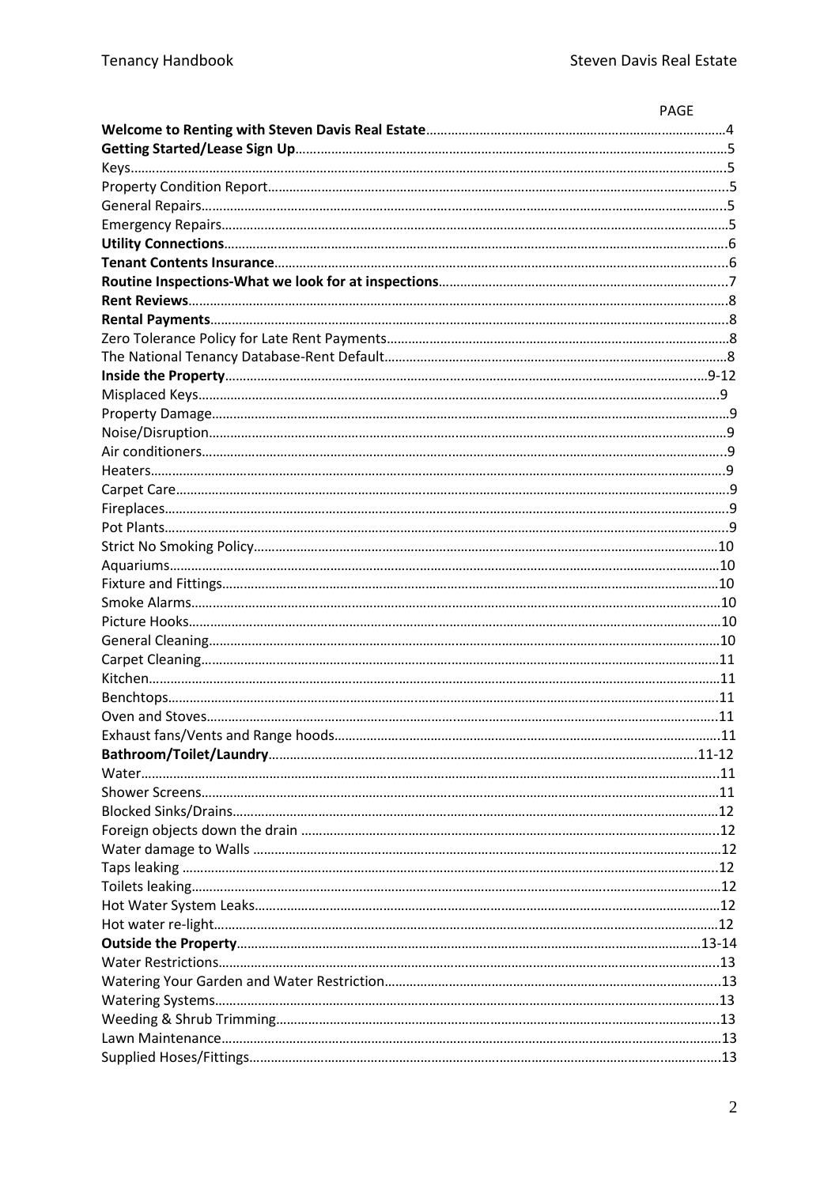| | PAGE |
|---|---|
| **Welcome to Renting with Steven Davis Real Estate** | 4 |
| **Getting Started/Lease Sign Up** | 5 |
| Keys | 5 |
| Property Condition Report | 5 |
| General Repairs | 5 |
| Emergency Repairs | 5 |
| **Utility Connections** | 6 |
| **Tenant Contents Insurance** | 6 |
| **Routine Inspections-What we look for at inspections** | 7 |
| **Rent Reviews** | 8 |
| **Rental Payments** | 8 |
| Zero Tolerance Policy for Late Rent Payments | 8 |
| The National Tenancy Database-Rent Default | 8 |
| **Inside the Property** | 9-12 |
| Misplaced Keys | 9 |
| Property Damage | 9 |
| Noise/Disruption | 9 |
| Air conditioners | 9 |
| Heaters | 9 |
| Carpet Care | 9 |
| Fireplaces | 9 |
| Pot Plants | 9 |
| Strict No Smoking Policy | 10 |
| Aquariums | 10 |
| Fixture and Fittings | 10 |
| Smoke Alarms | 10 |
| Picture Hooks | 10 |
| General Cleaning | 10 |
| Carpet Cleaning | 11 |
| Kitchen | 11 |
| Benchtops | 11 |
| Oven and Stoves | 11 |
| Exhaust fans/Vents and Range hoods | 11 |
| **Bathroom/Toilet/Laundry** | 11-12 |
| Water | 11 |
| Shower Screens | 11 |
| Blocked Sinks/Drains | 12 |
| Foreign objects down the drain | 12 |
| Water damage to Walls | 12 |
| Taps leaking | 12 |
| Toilets leaking | 12 |
| Hot Water System Leaks | 12 |
| Hot water re-light | 12 |
| **Outside the Property** | 13-14 |
| Water Restrictions | 13 |
| Watering Your Garden and Water Restriction | 13 |
| Watering Systems | 13 |
| Weeding & Shrub Trimming | 13 |
| Lawn Maintenance | 13 |
| Supplied Hoses/Fittings | 13 |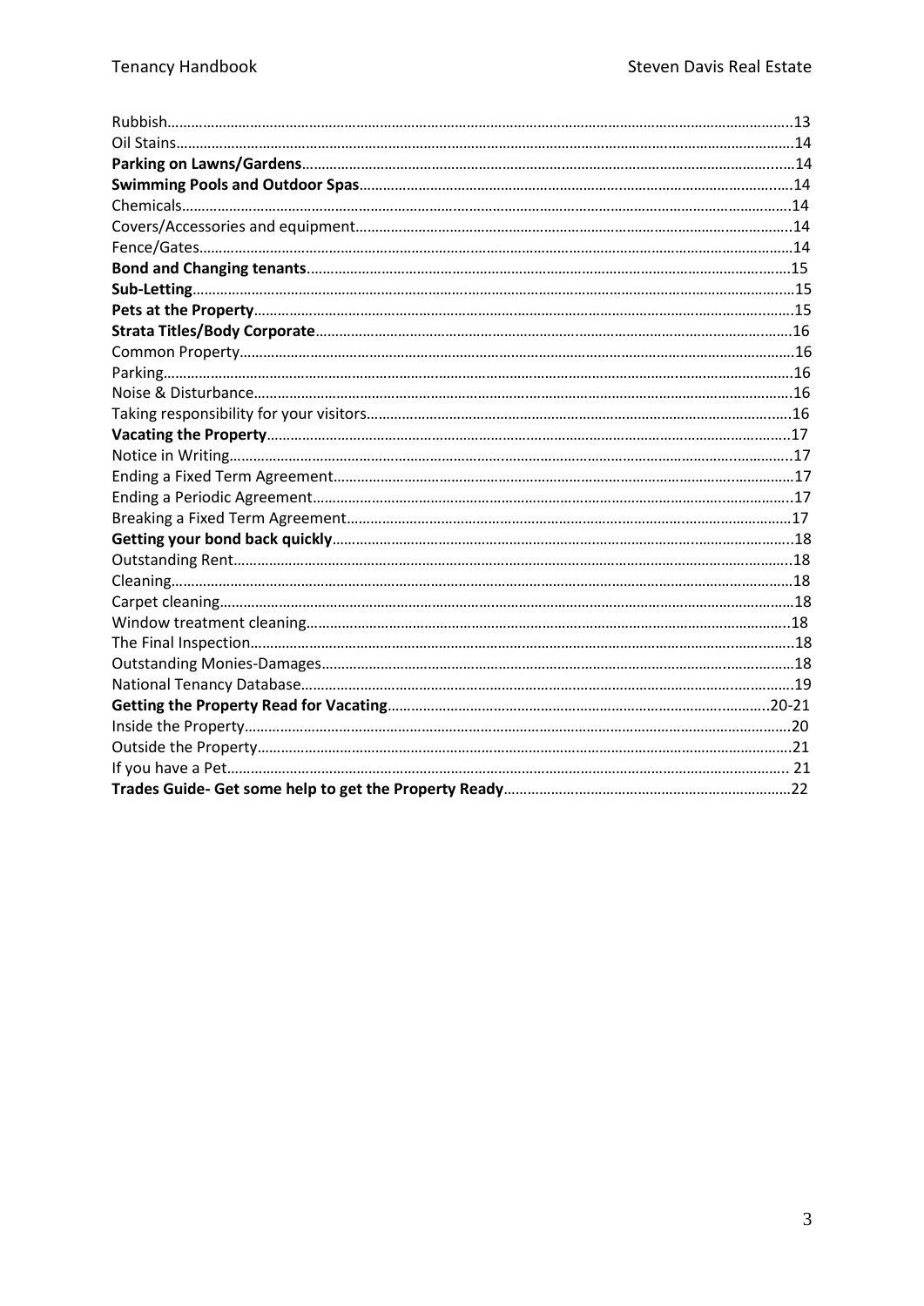Rubbish……………………………………………………………………………………………………………………………13
Oil Stains…………………………………………………………………………………………………………………………14
**Parking on Lawns/Gardens**……………………………………………………………………………………………14
**Swimming Pools and Outdoor Spas**………………………………………………………………………………14
Chemicals…………………………………………………………………………………………………………………………14
Covers/Accessories and equipment……………………………………………………………………………………14
Fence/Gates………………………………………………………………………………………………………………………14
**Bond and Changing tenants**……………………………………………………………………………………………15
**Sub-Letting**………………………………………………………………………………………………………………………15
**Pets at the Property**…………………………………………………………………………………………………………15
**Strata Titles/Body Corporate**……………………………………………………………………………………………16
Common Property………………………………………………………………………………………………………………16
Parking………………………………………………………………………………………………………………………………16
Noise & Disturbance……………………………………………………………………………………………………………16
Taking responsibility for your visitors…………………………………………………………………………………16
**Vacating the Property**………………………………………………………………………………………………………17
Notice in Writing…………………………………………………………………………………………………………………17
Ending a Fixed Term Agreement…………………………………………………………………………………………17
Ending a Periodic Agreement………………………………………………………………………………………………17
Breaking a Fixed Term Agreement………………………………………………………………………………………17
**Getting your bond back quickly**………………………………………………………………………………………18
Outstanding Rent…………………………………………………………………………………………………………………18
Cleaning………………………………………………………………………………………………………………………………18
Carpet cleaning……………………………………………………………………………………………………………………18
Window treatment cleaning…………………………………………………………………………………………………18
The Final Inspection……………………………………………………………………………………………………………18
Outstanding Monies-Damages……………………………………………………………………………………………18
National Tenancy Database…………………………………………………………………………………………………19
**Getting the Property Read for Vacating**……………………………………………………………………………20-21
Inside the Property………………………………………………………………………………………………………………20
Outside the Property……………………………………………………………………………………………………………21
If you have a Pet…………………………………………………………………………………………………………………21
**Trades Guide- Get some help to get the Property Ready**…………………………………………………22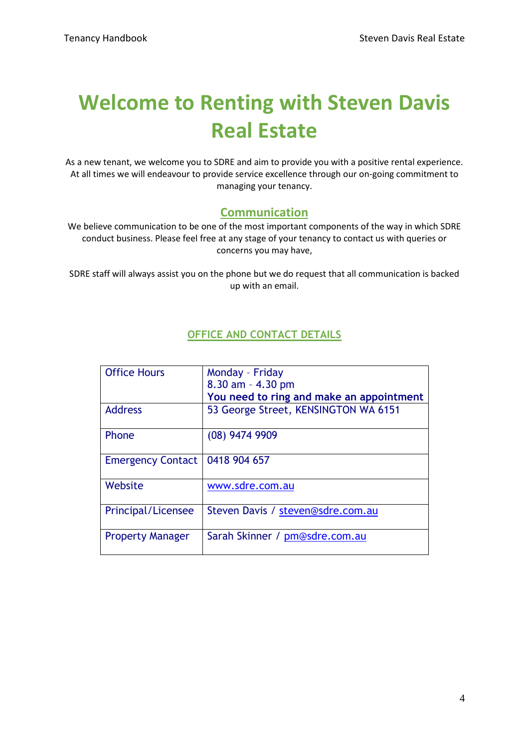# Welcome to Renting with Steven Davis Real Estate

As a new tenant, we welcome you to SDRE and aim to provide you with a positive rental experience. At all times we will endeavour to provide service excellence through our on-going commitment to managing your tenancy.

## Communication

We believe communication to be one of the most important components of the way in which SDRE conduct business. Please feel free at any stage of your tenancy to contact us with queries or concerns you may have,

SDRE staff will always assist you on the phone but we do request that all communication is backed up with an email.

## OFFICE AND CONTACT DETAILS

| | |
|---|---|
| Office Hours | Monday – Friday<br>8.30 am – 4.30 pm<br>**You need to ring and make an appointment** |
| Address | 53 George Street, KENSINGTON WA 6151 |
| Phone | (08) 9474 9909 |
| Emergency Contact | 0418 904 657 |
| Website | www.sdre.com.au |
| Principal/Licensee | Steven Davis / steven@sdre.com.au |
| Property Manager | Sarah Skinner / pm@sdre.com.au |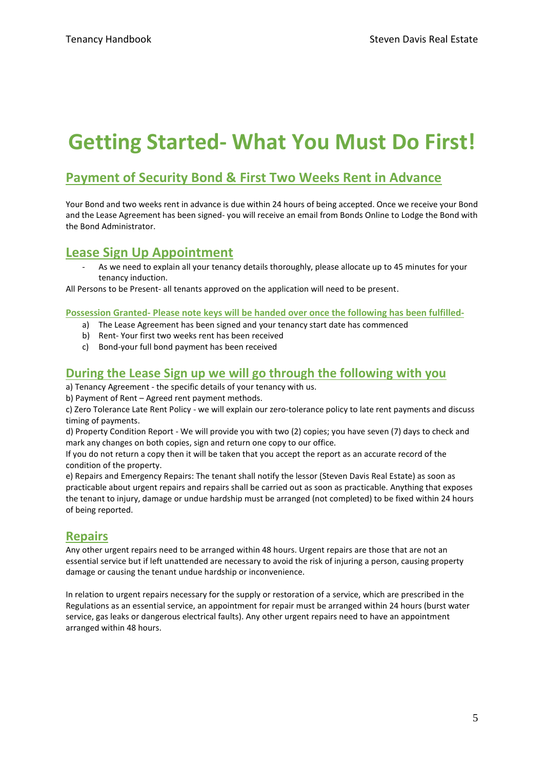# Getting Started- What You Must Do First!

## Payment of Security Bond & First Two Weeks Rent in Advance

Your Bond and two weeks rent in advance is due within 24 hours of being accepted. Once we receive your Bond and the Lease Agreement has been signed- you will receive an email from Bonds Online to Lodge the Bond with the Bond Administrator.

## Lease Sign Up Appointment

- As we need to explain all your tenancy details thoroughly, please allocate up to 45 minutes for your tenancy induction.

All Persons to be Present- all tenants approved on the application will need to be present.

**Possession Granted- Please note keys will be handed over once the following has been fulfilled-**

a) The Lease Agreement has been signed and your tenancy start date has commenced
b) Rent- Your first two weeks rent has been received
c) Bond-your full bond payment has been received

## During the Lease Sign up we will go through the following with you

a) Tenancy Agreement - the specific details of your tenancy with us.
b) Payment of Rent – Agreed rent payment methods.
c) Zero Tolerance Late Rent Policy - we will explain our zero-tolerance policy to late rent payments and discuss timing of payments.
d) Property Condition Report - We will provide you with two (2) copies; you have seven (7) days to check and mark any changes on both copies, sign and return one copy to our office.
If you do not return a copy then it will be taken that you accept the report as an accurate record of the condition of the property.
e) Repairs and Emergency Repairs: The tenant shall notify the lessor (Steven Davis Real Estate) as soon as practicable about urgent repairs and repairs shall be carried out as soon as practicable. Anything that exposes the tenant to injury, damage or undue hardship must be arranged (not completed) to be fixed within 24 hours of being reported.

## Repairs

Any other urgent repairs need to be arranged within 48 hours. Urgent repairs are those that are not an essential service but if left unattended are necessary to avoid the risk of injuring a person, causing property damage or causing the tenant undue hardship or inconvenience.

In relation to urgent repairs necessary for the supply or restoration of a service, which are prescribed in the Regulations as an essential service, an appointment for repair must be arranged within 24 hours (burst water service, gas leaks or dangerous electrical faults). Any other urgent repairs need to have an appointment arranged within 48 hours.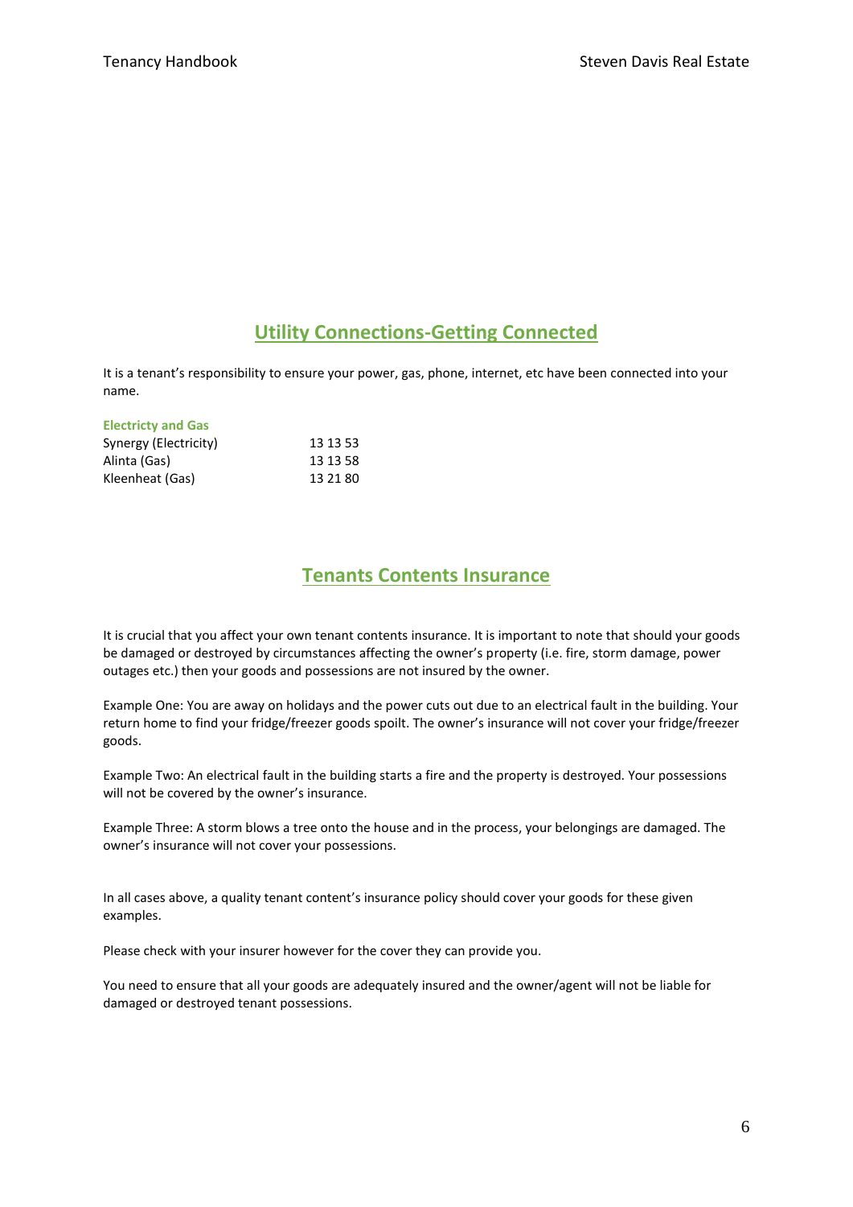## Utility Connections-Getting Connected

It is a tenant's responsibility to ensure your power, gas, phone, internet, etc have been connected into your name.

### Electricty and Gas

| | |
|---|---|
| Synergy (Electricity) | 13 13 53 |
| Alinta (Gas) | 13 13 58 |
| Kleenheat (Gas) | 13 21 80 |

## Tenants Contents Insurance

It is crucial that you affect your own tenant contents insurance. It is important to note that should your goods be damaged or destroyed by circumstances affecting the owner's property (i.e. fire, storm damage, power outages etc.) then your goods and possessions are not insured by the owner.

Example One: You are away on holidays and the power cuts out due to an electrical fault in the building. Your return home to find your fridge/freezer goods spoilt. The owner's insurance will not cover your fridge/freezer goods.

Example Two: An electrical fault in the building starts a fire and the property is destroyed. Your possessions will not be covered by the owner's insurance.

Example Three: A storm blows a tree onto the house and in the process, your belongings are damaged. The owner's insurance will not cover your possessions.

In all cases above, a quality tenant content's insurance policy should cover your goods for these given examples.

Please check with your insurer however for the cover they can provide you.

You need to ensure that all your goods are adequately insured and the owner/agent will not be liable for damaged or destroyed tenant possessions.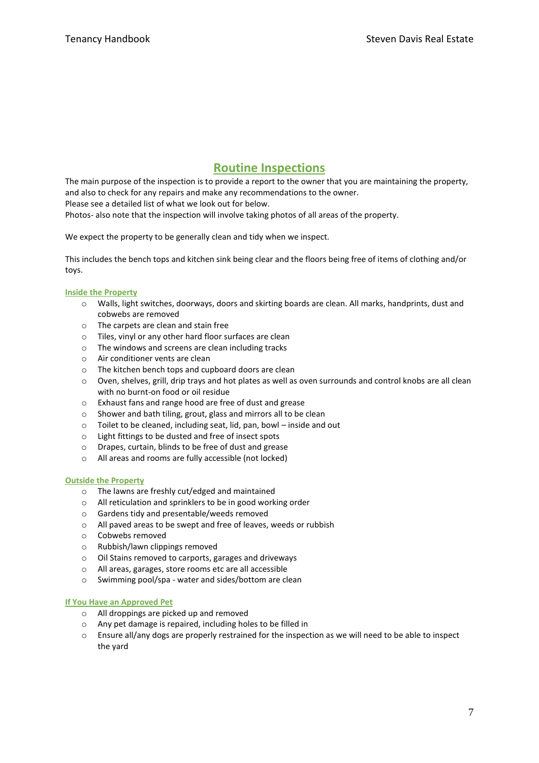## Routine Inspections

The main purpose of the inspection is to provide a report to the owner that you are maintaining the property, and also to check for any repairs and make any recommendations to the owner.
Please see a detailed list of what we look out for below.
Photos- also note that the inspection will involve taking photos of all areas of the property.

We expect the property to be generally clean and tidy when we inspect.

This includes the bench tops and kitchen sink being clear and the floors being free of items of clothing and/or toys.

### Inside the Property

- Walls, light switches, doorways, doors and skirting boards are clean. All marks, handprints, dust and cobwebs are removed
- The carpets are clean and stain free
- Tiles, vinyl or any other hard floor surfaces are clean
- The windows and screens are clean including tracks
- Air conditioner vents are clean
- The kitchen bench tops and cupboard doors are clean
- Oven, shelves, grill, drip trays and hot plates as well as oven surrounds and control knobs are all clean with no burnt-on food or oil residue
- Exhaust fans and range hood are free of dust and grease
- Shower and bath tiling, grout, glass and mirrors all to be clean
- Toilet to be cleaned, including seat, lid, pan, bowl – inside and out
- Light fittings to be dusted and free of insect spots
- Drapes, curtain, blinds to be free of dust and grease
- All areas and rooms are fully accessible (not locked)

### Outside the Property

- The lawns are freshly cut/edged and maintained
- All reticulation and sprinklers to be in good working order
- Gardens tidy and presentable/weeds removed
- All paved areas to be swept and free of leaves, weeds or rubbish
- Cobwebs removed
- Rubbish/lawn clippings removed
- Oil Stains removed to carports, garages and driveways
- All areas, garages, store rooms etc are all accessible
- Swimming pool/spa - water and sides/bottom are clean

### If You Have an Approved Pet

- All droppings are picked up and removed
- Any pet damage is repaired, including holes to be filled in
- Ensure all/any dogs are properly restrained for the inspection as we will need to be able to inspect the yard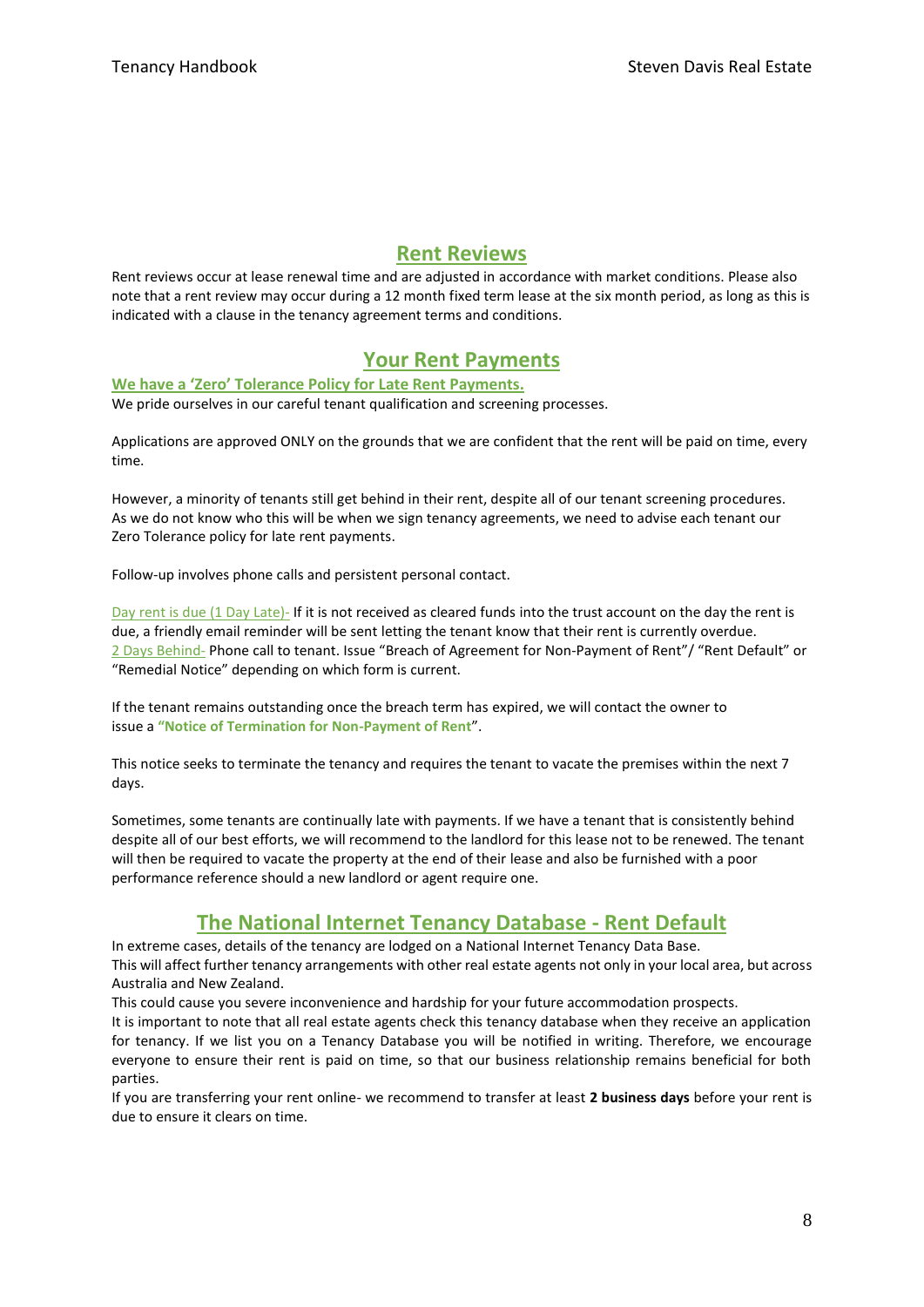## Rent Reviews

Rent reviews occur at lease renewal time and are adjusted in accordance with market conditions. Please also note that a rent review may occur during a 12 month fixed term lease at the six month period, as long as this is indicated with a clause in the tenancy agreement terms and conditions.

## Your Rent Payments

**We have a 'Zero' Tolerance Policy for Late Rent Payments.**

We pride ourselves in our careful tenant qualification and screening processes.

Applications are approved ONLY on the grounds that we are confident that the rent will be paid on time, every time.

However, a minority of tenants still get behind in their rent, despite all of our tenant screening procedures. As we do not know who this will be when we sign tenancy agreements, we need to advise each tenant our Zero Tolerance policy for late rent payments.

Follow-up involves phone calls and persistent personal contact.

Day rent is due (1 Day Late)- If it is not received as cleared funds into the trust account on the day the rent is due, a friendly email reminder will be sent letting the tenant know that their rent is currently overdue.
2 Days Behind- Phone call to tenant. Issue "Breach of Agreement for Non-Payment of Rent"/ "Rent Default" or "Remedial Notice" depending on which form is current.

If the tenant remains outstanding once the breach term has expired, we will contact the owner to issue a **"Notice of Termination for Non-Payment of Rent"**.

This notice seeks to terminate the tenancy and requires the tenant to vacate the premises within the next 7 days.

Sometimes, some tenants are continually late with payments. If we have a tenant that is consistently behind despite all of our best efforts, we will recommend to the landlord for this lease not to be renewed. The tenant will then be required to vacate the property at the end of their lease and also be furnished with a poor performance reference should a new landlord or agent require one.

## The National Internet Tenancy Database - Rent Default

In extreme cases, details of the tenancy are lodged on a National Internet Tenancy Data Base.
This will affect further tenancy arrangements with other real estate agents not only in your local area, but across Australia and New Zealand.
This could cause you severe inconvenience and hardship for your future accommodation prospects.
It is important to note that all real estate agents check this tenancy database when they receive an application for tenancy. If we list you on a Tenancy Database you will be notified in writing. Therefore, we encourage everyone to ensure their rent is paid on time, so that our business relationship remains beneficial for both parties.
If you are transferring your rent online- we recommend to transfer at least **2 business days** before your rent is due to ensure it clears on time.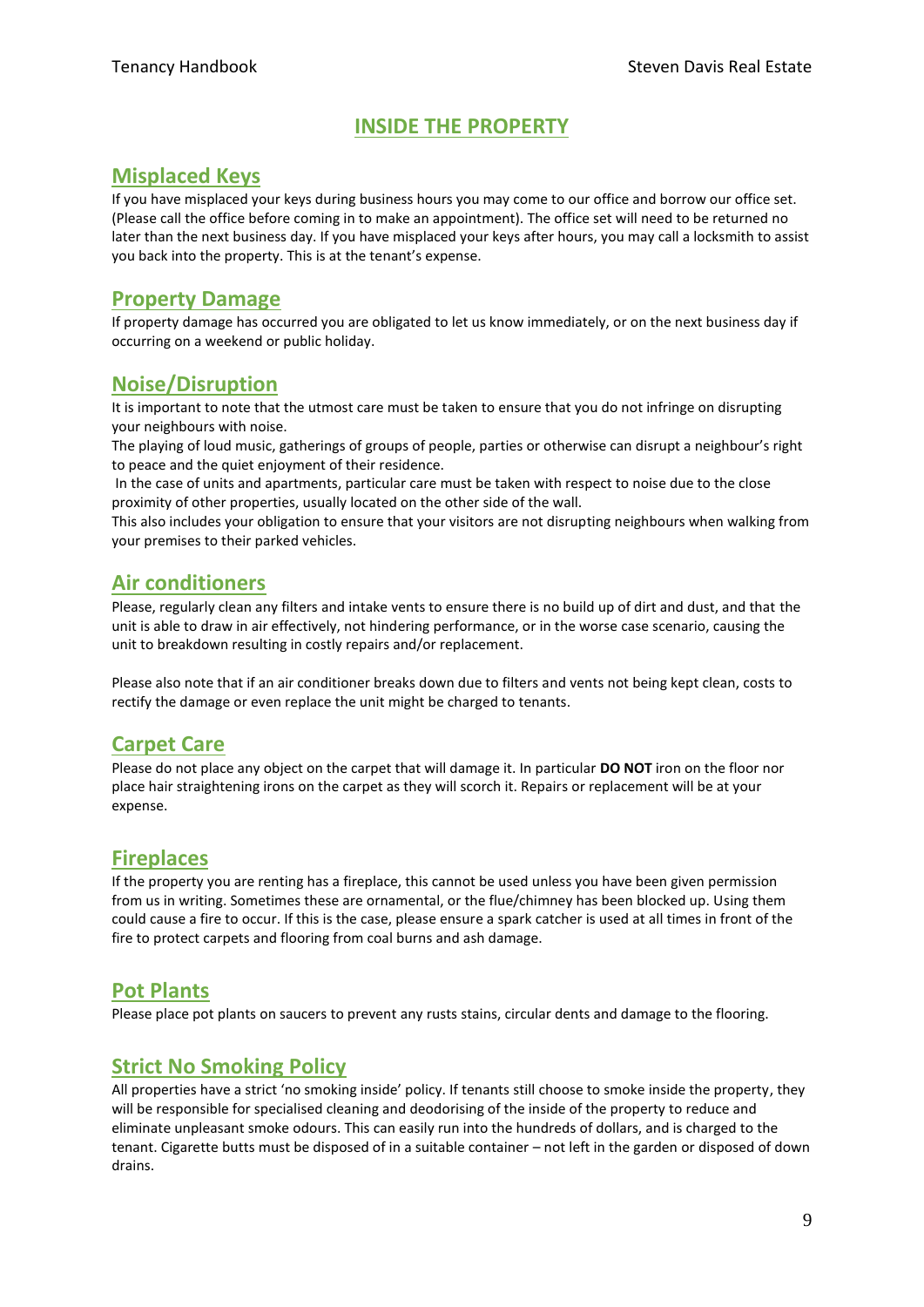# INSIDE THE PROPERTY

## Misplaced Keys

If you have misplaced your keys during business hours you may come to our office and borrow our office set. (Please call the office before coming in to make an appointment). The office set will need to be returned no later than the next business day. If you have misplaced your keys after hours, you may call a locksmith to assist you back into the property. This is at the tenant's expense.

## Property Damage

If property damage has occurred you are obligated to let us know immediately, or on the next business day if occurring on a weekend or public holiday.

## Noise/Disruption

It is important to note that the utmost care must be taken to ensure that you do not infringe on disrupting your neighbours with noise.

The playing of loud music, gatherings of groups of people, parties or otherwise can disrupt a neighbour's right to peace and the quiet enjoyment of their residence.

In the case of units and apartments, particular care must be taken with respect to noise due to the close proximity of other properties, usually located on the other side of the wall.

This also includes your obligation to ensure that your visitors are not disrupting neighbours when walking from your premises to their parked vehicles.

## Air conditioners

Please, regularly clean any filters and intake vents to ensure there is no build up of dirt and dust, and that the unit is able to draw in air effectively, not hindering performance, or in the worse case scenario, causing the unit to breakdown resulting in costly repairs and/or replacement.

Please also note that if an air conditioner breaks down due to filters and vents not being kept clean, costs to rectify the damage or even replace the unit might be charged to tenants.

## Carpet Care

Please do not place any object on the carpet that will damage it. In particular **DO NOT** iron on the floor nor place hair straightening irons on the carpet as they will scorch it. Repairs or replacement will be at your expense.

## Fireplaces

If the property you are renting has a fireplace, this cannot be used unless you have been given permission from us in writing. Sometimes these are ornamental, or the flue/chimney has been blocked up. Using them could cause a fire to occur. If this is the case, please ensure a spark catcher is used at all times in front of the fire to protect carpets and flooring from coal burns and ash damage.

## Pot Plants

Please place pot plants on saucers to prevent any rusts stains, circular dents and damage to the flooring.

## Strict No Smoking Policy

All properties have a strict 'no smoking inside' policy. If tenants still choose to smoke inside the property, they will be responsible for specialised cleaning and deodorising of the inside of the property to reduce and eliminate unpleasant smoke odours. This can easily run into the hundreds of dollars, and is charged to the tenant. Cigarette butts must be disposed of in a suitable container – not left in the garden or disposed of down drains.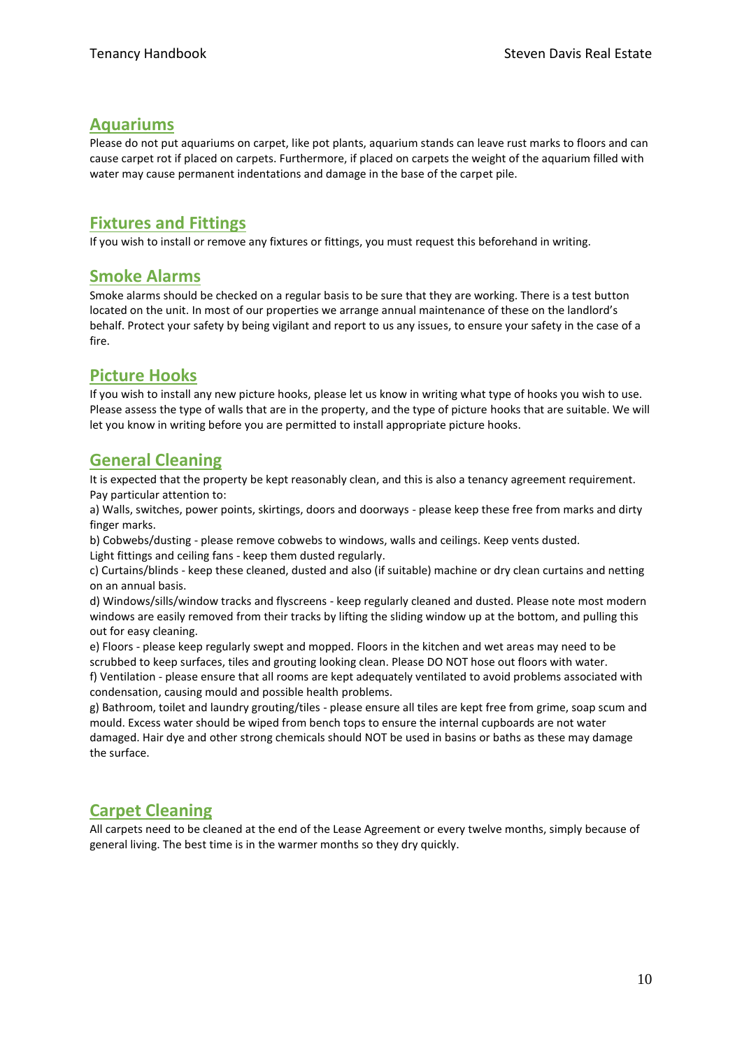## Aquariums

Please do not put aquariums on carpet, like pot plants, aquarium stands can leave rust marks to floors and can cause carpet rot if placed on carpets. Furthermore, if placed on carpets the weight of the aquarium filled with water may cause permanent indentations and damage in the base of the carpet pile.

## Fixtures and Fittings

If you wish to install or remove any fixtures or fittings, you must request this beforehand in writing.

## Smoke Alarms

Smoke alarms should be checked on a regular basis to be sure that they are working. There is a test button located on the unit. In most of our properties we arrange annual maintenance of these on the landlord's behalf. Protect your safety by being vigilant and report to us any issues, to ensure your safety in the case of a fire.

## Picture Hooks

If you wish to install any new picture hooks, please let us know in writing what type of hooks you wish to use. Please assess the type of walls that are in the property, and the type of picture hooks that are suitable. We will let you know in writing before you are permitted to install appropriate picture hooks.

## General Cleaning

It is expected that the property be kept reasonably clean, and this is also a tenancy agreement requirement. Pay particular attention to:

a) Walls, switches, power points, skirtings, doors and doorways - please keep these free from marks and dirty finger marks.

b) Cobwebs/dusting - please remove cobwebs to windows, walls and ceilings. Keep vents dusted.
Light fittings and ceiling fans - keep them dusted regularly.

c) Curtains/blinds - keep these cleaned, dusted and also (if suitable) machine or dry clean curtains and netting on an annual basis.

d) Windows/sills/window tracks and flyscreens - keep regularly cleaned and dusted. Please note most modern windows are easily removed from their tracks by lifting the sliding window up at the bottom, and pulling this out for easy cleaning.

e) Floors - please keep regularly swept and mopped. Floors in the kitchen and wet areas may need to be scrubbed to keep surfaces, tiles and grouting looking clean. Please DO NOT hose out floors with water.

f) Ventilation - please ensure that all rooms are kept adequately ventilated to avoid problems associated with condensation, causing mould and possible health problems.

g) Bathroom, toilet and laundry grouting/tiles - please ensure all tiles are kept free from grime, soap scum and mould. Excess water should be wiped from bench tops to ensure the internal cupboards are not water damaged. Hair dye and other strong chemicals should NOT be used in basins or baths as these may damage the surface.

## Carpet Cleaning

All carpets need to be cleaned at the end of the Lease Agreement or every twelve months, simply because of general living. The best time is in the warmer months so they dry quickly.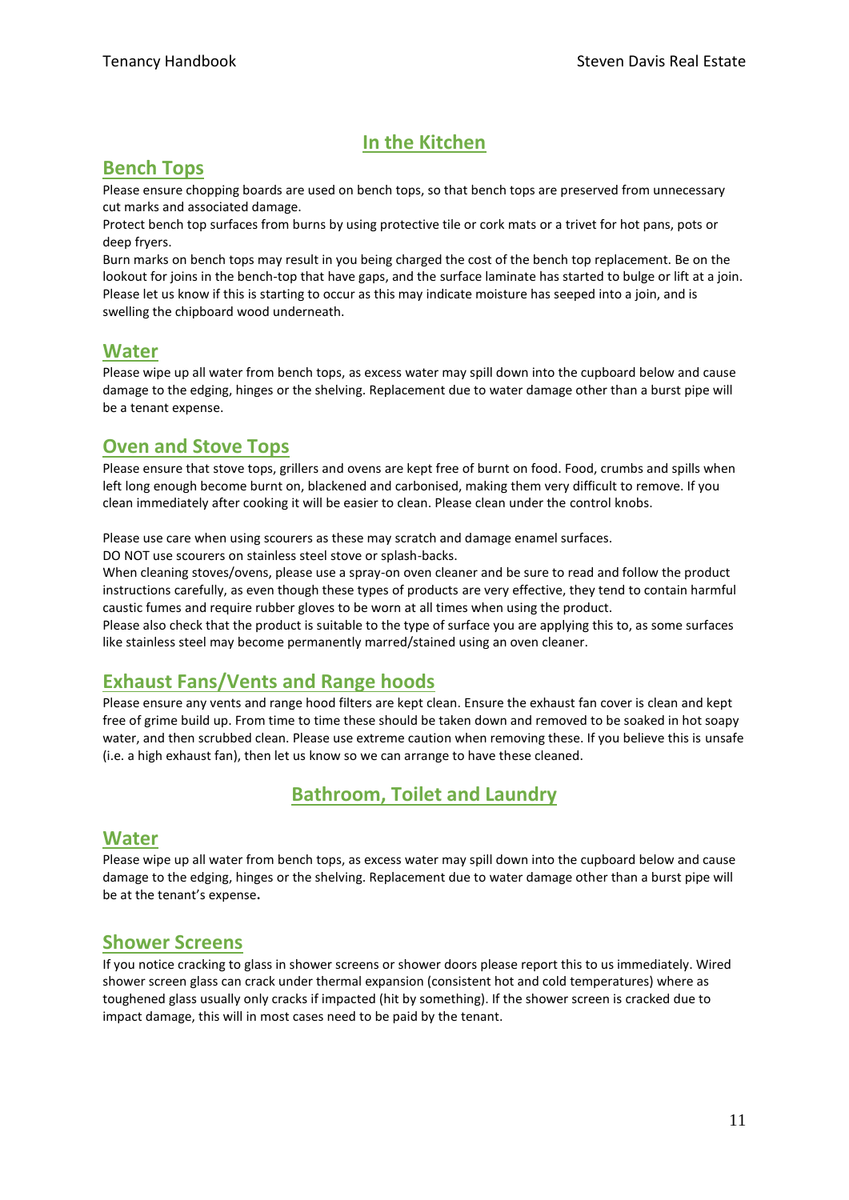## In the Kitchen

### Bench Tops

Please ensure chopping boards are used on bench tops, so that bench tops are preserved from unnecessary cut marks and associated damage.
Protect bench top surfaces from burns by using protective tile or cork mats or a trivet for hot pans, pots or deep fryers.
Burn marks on bench tops may result in you being charged the cost of the bench top replacement. Be on the lookout for joins in the bench-top that have gaps, and the surface laminate has started to bulge or lift at a join. Please let us know if this is starting to occur as this may indicate moisture has seeped into a join, and is swelling the chipboard wood underneath.

### Water

Please wipe up all water from bench tops, as excess water may spill down into the cupboard below and cause damage to the edging, hinges or the shelving. Replacement due to water damage other than a burst pipe will be a tenant expense.

### Oven and Stove Tops

Please ensure that stove tops, grillers and ovens are kept free of burnt on food. Food, crumbs and spills when left long enough become burnt on, blackened and carbonised, making them very difficult to remove. If you clean immediately after cooking it will be easier to clean. Please clean under the control knobs.

Please use care when using scourers as these may scratch and damage enamel surfaces.
DO NOT use scourers on stainless steel stove or splash-backs.
When cleaning stoves/ovens, please use a spray-on oven cleaner and be sure to read and follow the product instructions carefully, as even though these types of products are very effective, they tend to contain harmful caustic fumes and require rubber gloves to be worn at all times when using the product.
Please also check that the product is suitable to the type of surface you are applying this to, as some surfaces like stainless steel may become permanently marred/stained using an oven cleaner.

### Exhaust Fans/Vents and Range hoods

Please ensure any vents and range hood filters are kept clean. Ensure the exhaust fan cover is clean and kept free of grime build up. From time to time these should be taken down and removed to be soaked in hot soapy water, and then scrubbed clean. Please use extreme caution when removing these. If you believe this is unsafe (i.e. a high exhaust fan), then let us know so we can arrange to have these cleaned.

## Bathroom, Toilet and Laundry

### Water

Please wipe up all water from bench tops, as excess water may spill down into the cupboard below and cause damage to the edging, hinges or the shelving. Replacement due to water damage other than a burst pipe will be at the tenant's expense.

### Shower Screens

If you notice cracking to glass in shower screens or shower doors please report this to us immediately. Wired shower screen glass can crack under thermal expansion (consistent hot and cold temperatures) where as toughened glass usually only cracks if impacted (hit by something). If the shower screen is cracked due to impact damage, this will in most cases need to be paid by the tenant.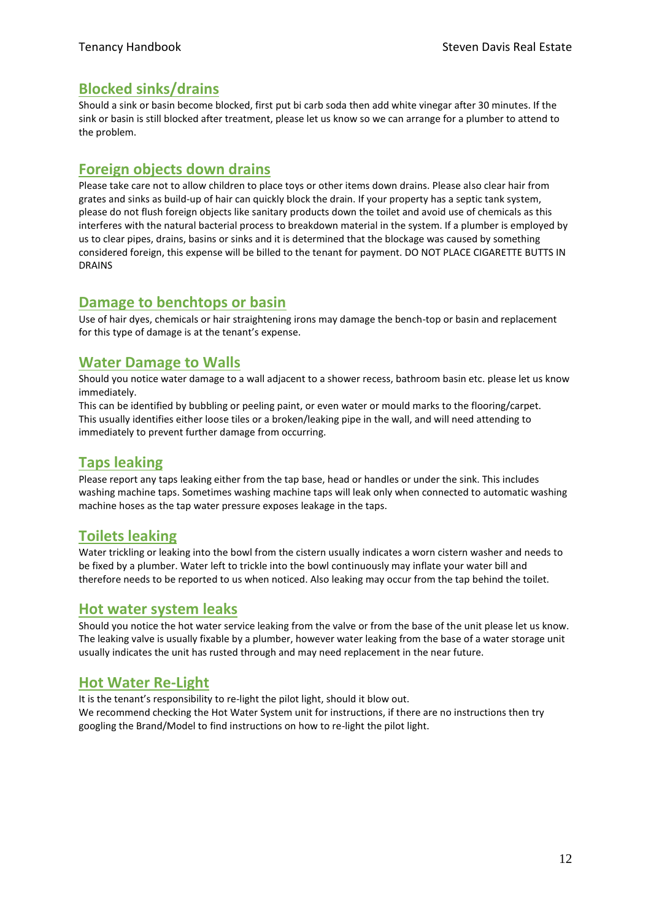## Blocked sinks/drains

Should a sink or basin become blocked, first put bi carb soda then add white vinegar after 30 minutes. If the sink or basin is still blocked after treatment, please let us know so we can arrange for a plumber to attend to the problem.

## Foreign objects down drains

Please take care not to allow children to place toys or other items down drains. Please also clear hair from grates and sinks as build-up of hair can quickly block the drain. If your property has a septic tank system, please do not flush foreign objects like sanitary products down the toilet and avoid use of chemicals as this interferes with the natural bacterial process to breakdown material in the system. If a plumber is employed by us to clear pipes, drains, basins or sinks and it is determined that the blockage was caused by something considered foreign, this expense will be billed to the tenant for payment. DO NOT PLACE CIGARETTE BUTTS IN DRAINS

## Damage to benchtops or basin

Use of hair dyes, chemicals or hair straightening irons may damage the bench-top or basin and replacement for this type of damage is at the tenant's expense.

## Water Damage to Walls

Should you notice water damage to a wall adjacent to a shower recess, bathroom basin etc. please let us know immediately.

This can be identified by bubbling or peeling paint, or even water or mould marks to the flooring/carpet. This usually identifies either loose tiles or a broken/leaking pipe in the wall, and will need attending to immediately to prevent further damage from occurring.

## Taps leaking

Please report any taps leaking either from the tap base, head or handles or under the sink. This includes washing machine taps. Sometimes washing machine taps will leak only when connected to automatic washing machine hoses as the tap water pressure exposes leakage in the taps.

## Toilets leaking

Water trickling or leaking into the bowl from the cistern usually indicates a worn cistern washer and needs to be fixed by a plumber. Water left to trickle into the bowl continuously may inflate your water bill and therefore needs to be reported to us when noticed. Also leaking may occur from the tap behind the toilet.

## Hot water system leaks

Should you notice the hot water service leaking from the valve or from the base of the unit please let us know. The leaking valve is usually fixable by a plumber, however water leaking from the base of a water storage unit usually indicates the unit has rusted through and may need replacement in the near future.

## Hot Water Re-Light

It is the tenant's responsibility to re-light the pilot light, should it blow out.

We recommend checking the Hot Water System unit for instructions, if there are no instructions then try googling the Brand/Model to find instructions on how to re-light the pilot light.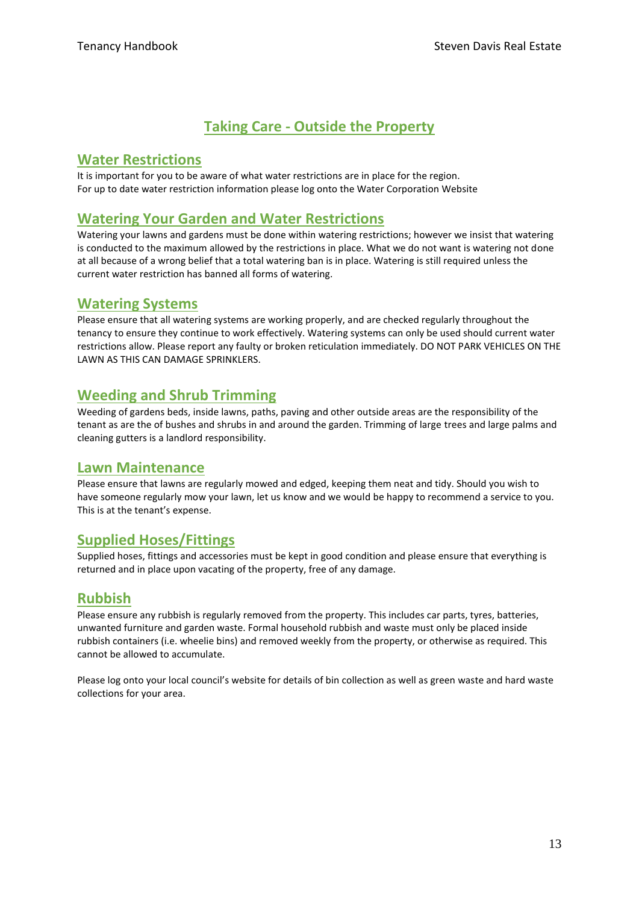# Taking Care - Outside the Property

## Water Restrictions

It is important for you to be aware of what water restrictions are in place for the region.
For up to date water restriction information please log onto the Water Corporation Website

## Watering Your Garden and Water Restrictions

Watering your lawns and gardens must be done within watering restrictions; however we insist that watering is conducted to the maximum allowed by the restrictions in place. What we do not want is watering not done at all because of a wrong belief that a total watering ban is in place. Watering is still required unless the current water restriction has banned all forms of watering.

## Watering Systems

Please ensure that all watering systems are working properly, and are checked regularly throughout the tenancy to ensure they continue to work effectively. Watering systems can only be used should current water restrictions allow. Please report any faulty or broken reticulation immediately. DO NOT PARK VEHICLES ON THE LAWN AS THIS CAN DAMAGE SPRINKLERS.

## Weeding and Shrub Trimming

Weeding of gardens beds, inside lawns, paths, paving and other outside areas are the responsibility of the tenant as are the of bushes and shrubs in and around the garden. Trimming of large trees and large palms and cleaning gutters is a landlord responsibility.

## Lawn Maintenance

Please ensure that lawns are regularly mowed and edged, keeping them neat and tidy. Should you wish to have someone regularly mow your lawn, let us know and we would be happy to recommend a service to you. This is at the tenant's expense.

## Supplied Hoses/Fittings

Supplied hoses, fittings and accessories must be kept in good condition and please ensure that everything is returned and in place upon vacating of the property, free of any damage.

## Rubbish

Please ensure any rubbish is regularly removed from the property. This includes car parts, tyres, batteries, unwanted furniture and garden waste. Formal household rubbish and waste must only be placed inside rubbish containers (i.e. wheelie bins) and removed weekly from the property, or otherwise as required. This cannot be allowed to accumulate.

Please log onto your local council's website for details of bin collection as well as green waste and hard waste collections for your area.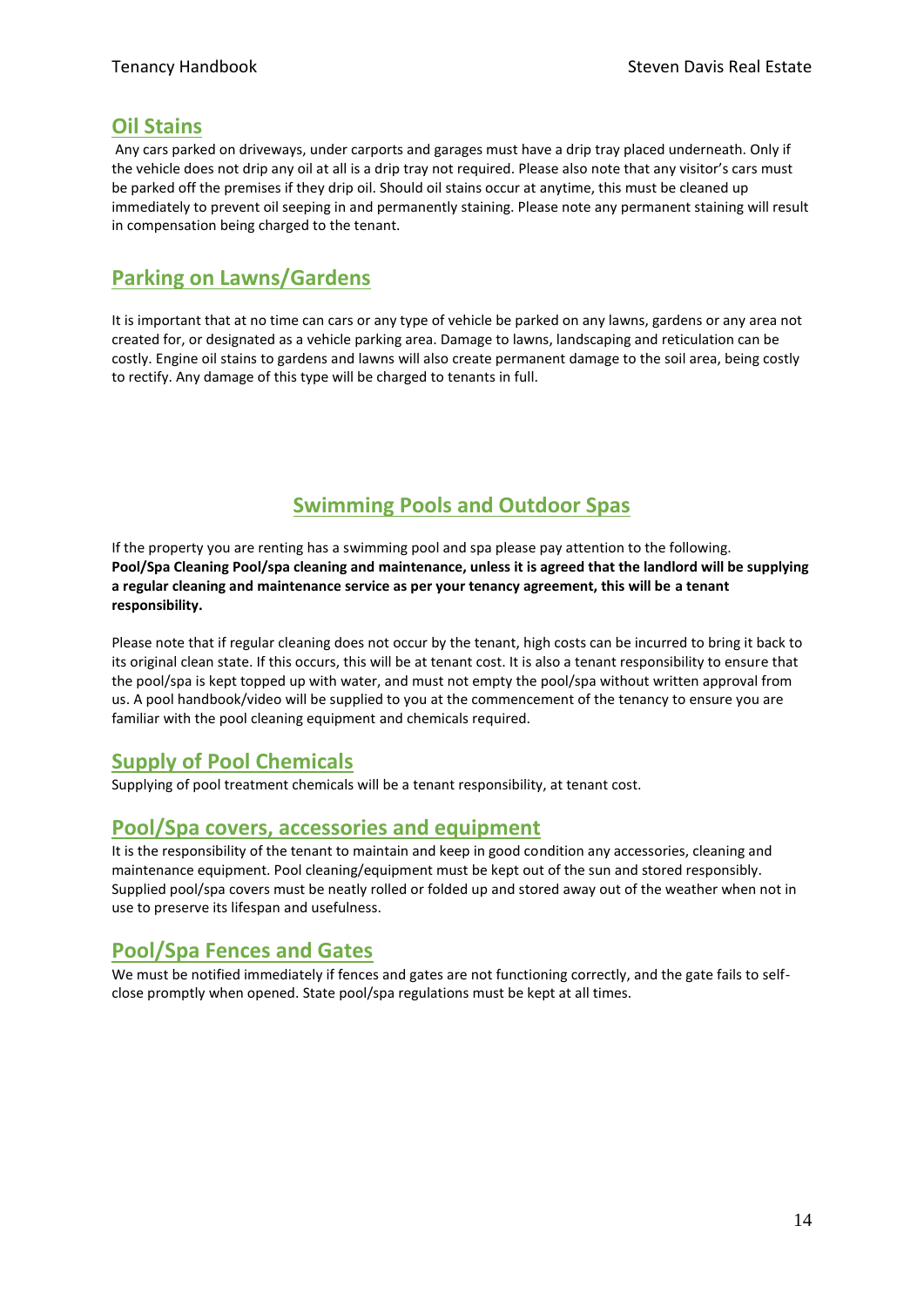## Oil Stains

Any cars parked on driveways, under carports and garages must have a drip tray placed underneath. Only if the vehicle does not drip any oil at all is a drip tray not required. Please also note that any visitor's cars must be parked off the premises if they drip oil. Should oil stains occur at anytime, this must be cleaned up immediately to prevent oil seeping in and permanently staining. Please note any permanent staining will result in compensation being charged to the tenant.

## Parking on Lawns/Gardens

It is important that at no time can cars or any type of vehicle be parked on any lawns, gardens or any area not created for, or designated as a vehicle parking area. Damage to lawns, landscaping and reticulation can be costly. Engine oil stains to gardens and lawns will also create permanent damage to the soil area, being costly to rectify. Any damage of this type will be charged to tenants in full.

# Swimming Pools and Outdoor Spas

If the property you are renting has a swimming pool and spa please pay attention to the following.
**Pool/Spa Cleaning Pool/spa cleaning and maintenance, unless it is agreed that the landlord will be supplying a regular cleaning and maintenance service as per your tenancy agreement, this will be a tenant responsibility.**

Please note that if regular cleaning does not occur by the tenant, high costs can be incurred to bring it back to its original clean state. If this occurs, this will be at tenant cost. It is also a tenant responsibility to ensure that the pool/spa is kept topped up with water, and must not empty the pool/spa without written approval from us. A pool handbook/video will be supplied to you at the commencement of the tenancy to ensure you are familiar with the pool cleaning equipment and chemicals required.

## Supply of Pool Chemicals

Supplying of pool treatment chemicals will be a tenant responsibility, at tenant cost.

## Pool/Spa covers, accessories and equipment

It is the responsibility of the tenant to maintain and keep in good condition any accessories, cleaning and maintenance equipment. Pool cleaning/equipment must be kept out of the sun and stored responsibly. Supplied pool/spa covers must be neatly rolled or folded up and stored away out of the weather when not in use to preserve its lifespan and usefulness.

## Pool/Spa Fences and Gates

We must be notified immediately if fences and gates are not functioning correctly, and the gate fails to self-close promptly when opened. State pool/spa regulations must be kept at all times.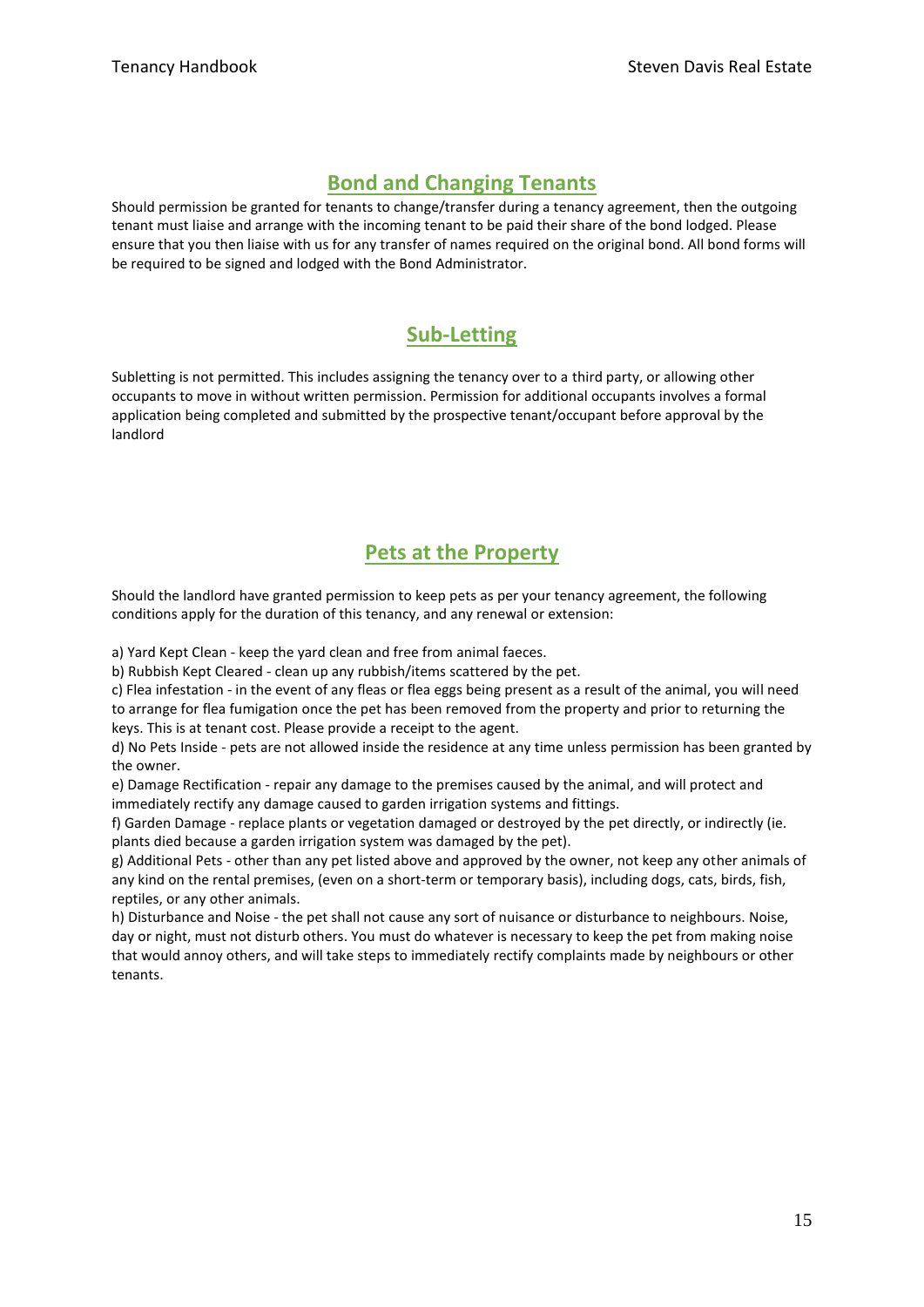## Bond and Changing Tenants

Should permission be granted for tenants to change/transfer during a tenancy agreement, then the outgoing tenant must liaise and arrange with the incoming tenant to be paid their share of the bond lodged. Please ensure that you then liaise with us for any transfer of names required on the original bond. All bond forms will be required to be signed and lodged with the Bond Administrator.

## Sub-Letting

Subletting is not permitted. This includes assigning the tenancy over to a third party, or allowing other occupants to move in without written permission. Permission for additional occupants involves a formal application being completed and submitted by the prospective tenant/occupant before approval by the landlord

## Pets at the Property

Should the landlord have granted permission to keep pets as per your tenancy agreement, the following conditions apply for the duration of this tenancy, and any renewal or extension:

a) Yard Kept Clean - keep the yard clean and free from animal faeces.
b) Rubbish Kept Cleared - clean up any rubbish/items scattered by the pet.
c) Flea infestation - in the event of any fleas or flea eggs being present as a result of the animal, you will need to arrange for flea fumigation once the pet has been removed from the property and prior to returning the keys. This is at tenant cost. Please provide a receipt to the agent.
d) No Pets Inside - pets are not allowed inside the residence at any time unless permission has been granted by the owner.
e) Damage Rectification - repair any damage to the premises caused by the animal, and will protect and immediately rectify any damage caused to garden irrigation systems and fittings.
f) Garden Damage - replace plants or vegetation damaged or destroyed by the pet directly, or indirectly (ie. plants died because a garden irrigation system was damaged by the pet).
g) Additional Pets - other than any pet listed above and approved by the owner, not keep any other animals of any kind on the rental premises, (even on a short-term or temporary basis), including dogs, cats, birds, fish, reptiles, or any other animals.
h) Disturbance and Noise - the pet shall not cause any sort of nuisance or disturbance to neighbours. Noise, day or night, must not disturb others. You must do whatever is necessary to keep the pet from making noise that would annoy others, and will take steps to immediately rectify complaints made by neighbours or other tenants.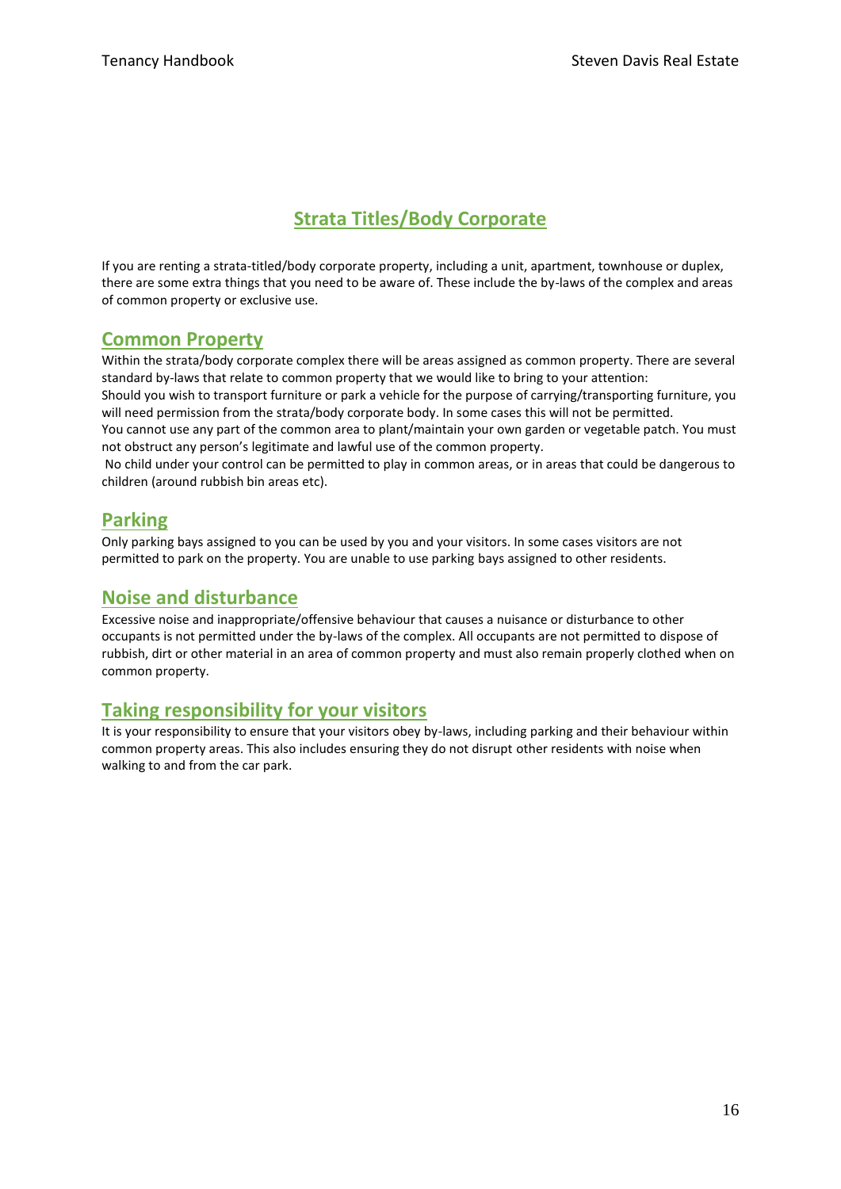# Strata Titles/Body Corporate

If you are renting a strata-titled/body corporate property, including a unit, apartment, townhouse or duplex, there are some extra things that you need to be aware of. These include the by-laws of the complex and areas of common property or exclusive use.

## Common Property

Within the strata/body corporate complex there will be areas assigned as common property. There are several standard by-laws that relate to common property that we would like to bring to your attention:

Should you wish to transport furniture or park a vehicle for the purpose of carrying/transporting furniture, you will need permission from the strata/body corporate body. In some cases this will not be permitted.

You cannot use any part of the common area to plant/maintain your own garden or vegetable patch. You must not obstruct any person's legitimate and lawful use of the common property.

No child under your control can be permitted to play in common areas, or in areas that could be dangerous to children (around rubbish bin areas etc).

## Parking

Only parking bays assigned to you can be used by you and your visitors. In some cases visitors are not permitted to park on the property. You are unable to use parking bays assigned to other residents.

## Noise and disturbance

Excessive noise and inappropriate/offensive behaviour that causes a nuisance or disturbance to other occupants is not permitted under the by-laws of the complex. All occupants are not permitted to dispose of rubbish, dirt or other material in an area of common property and must also remain properly clothed when on common property.

## Taking responsibility for your visitors

It is your responsibility to ensure that your visitors obey by-laws, including parking and their behaviour within common property areas. This also includes ensuring they do not disrupt other residents with noise when walking to and from the car park.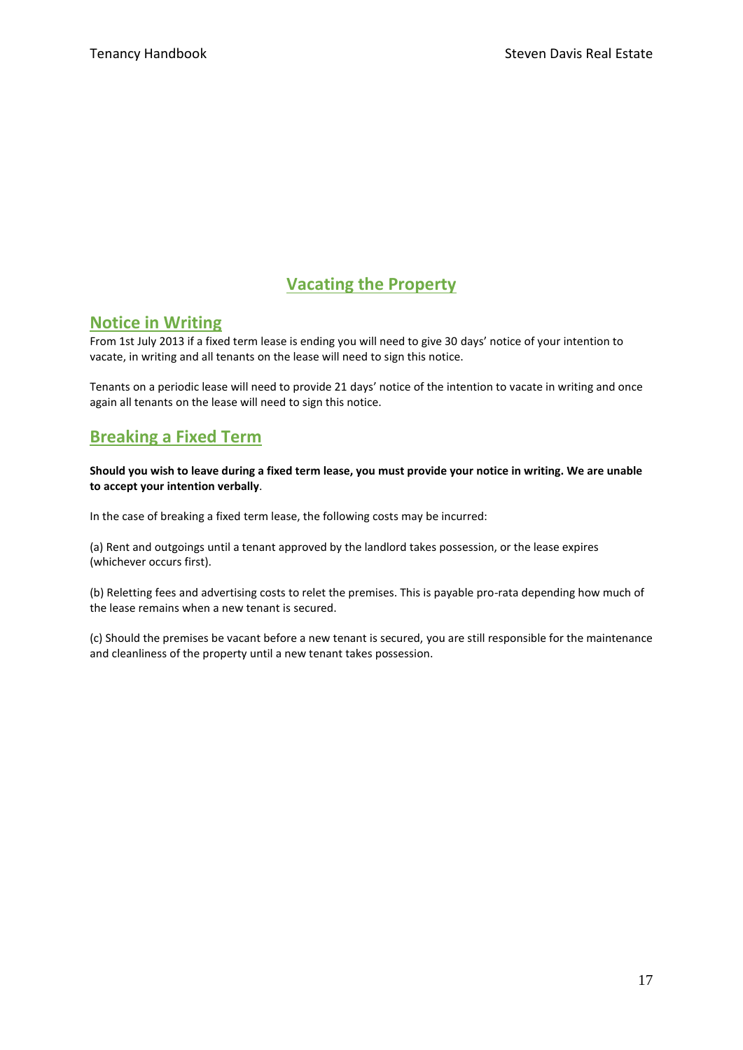# Vacating the Property

## Notice in Writing

From 1st July 2013 if a fixed term lease is ending you will need to give 30 days' notice of your intention to vacate, in writing and all tenants on the lease will need to sign this notice.

Tenants on a periodic lease will need to provide 21 days' notice of the intention to vacate in writing and once again all tenants on the lease will need to sign this notice.

## Breaking a Fixed Term

**Should you wish to leave during a fixed term lease, you must provide your notice in writing. We are unable to accept your intention verbally**.

In the case of breaking a fixed term lease, the following costs may be incurred:

(a) Rent and outgoings until a tenant approved by the landlord takes possession, or the lease expires (whichever occurs first).

(b) Reletting fees and advertising costs to relet the premises. This is payable pro-rata depending how much of the lease remains when a new tenant is secured.

(c) Should the premises be vacant before a new tenant is secured, you are still responsible for the maintenance and cleanliness of the property until a new tenant takes possession.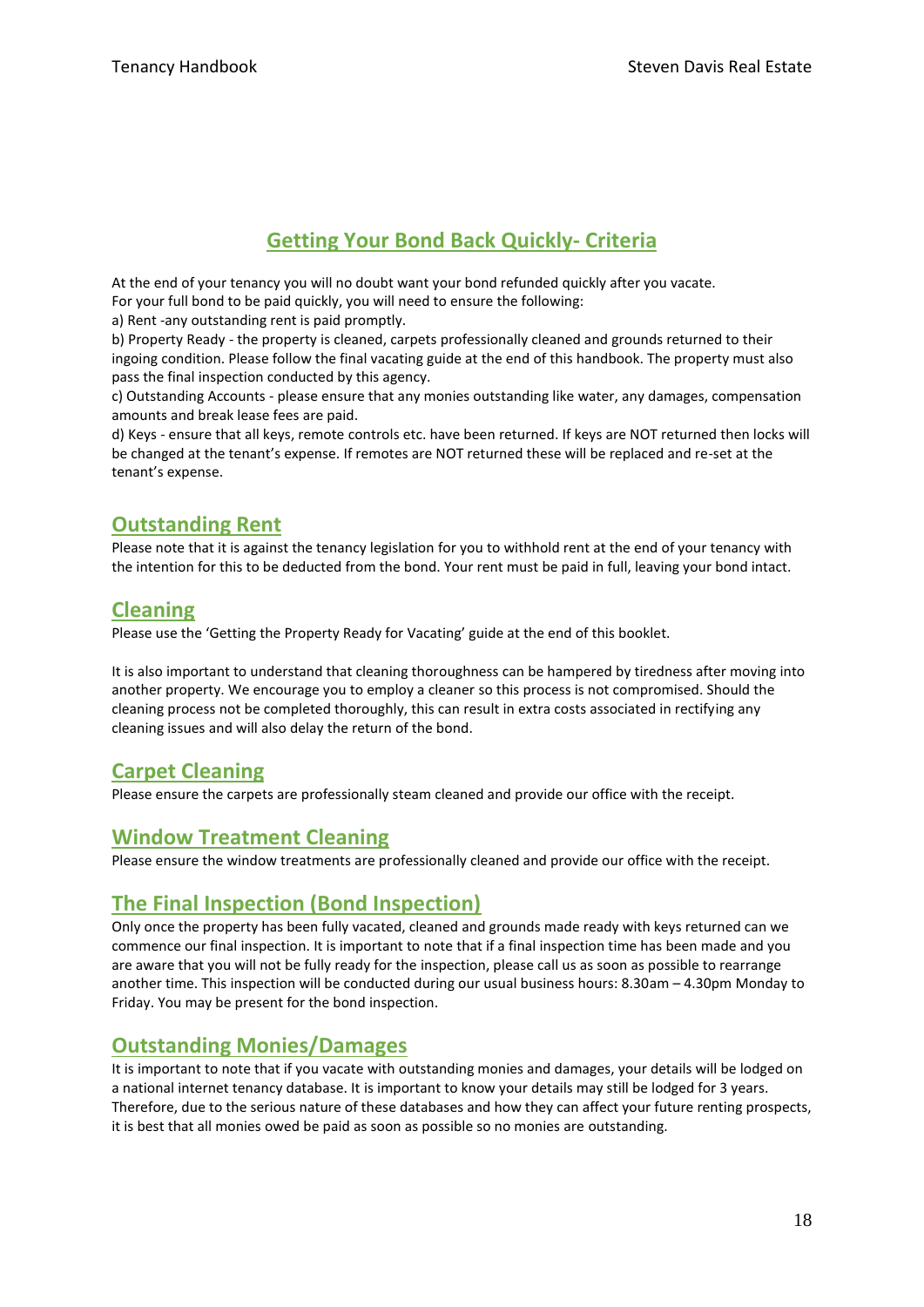## Getting Your Bond Back Quickly- Criteria

At the end of your tenancy you will no doubt want your bond refunded quickly after you vacate.
For your full bond to be paid quickly, you will need to ensure the following:

a) Rent -any outstanding rent is paid promptly.

b) Property Ready - the property is cleaned, carpets professionally cleaned and grounds returned to their ingoing condition. Please follow the final vacating guide at the end of this handbook. The property must also pass the final inspection conducted by this agency.

c) Outstanding Accounts - please ensure that any monies outstanding like water, any damages, compensation amounts and break lease fees are paid.

d) Keys - ensure that all keys, remote controls etc. have been returned. If keys are NOT returned then locks will be changed at the tenant's expense. If remotes are NOT returned these will be replaced and re-set at the tenant's expense.

### Outstanding Rent

Please note that it is against the tenancy legislation for you to withhold rent at the end of your tenancy with the intention for this to be deducted from the bond. Your rent must be paid in full, leaving your bond intact.

### Cleaning

Please use the 'Getting the Property Ready for Vacating' guide at the end of this booklet.

It is also important to understand that cleaning thoroughness can be hampered by tiredness after moving into another property. We encourage you to employ a cleaner so this process is not compromised. Should the cleaning process not be completed thoroughly, this can result in extra costs associated in rectifying any cleaning issues and will also delay the return of the bond.

### Carpet Cleaning

Please ensure the carpets are professionally steam cleaned and provide our office with the receipt.

### Window Treatment Cleaning

Please ensure the window treatments are professionally cleaned and provide our office with the receipt.

### The Final Inspection (Bond Inspection)

Only once the property has been fully vacated, cleaned and grounds made ready with keys returned can we commence our final inspection. It is important to note that if a final inspection time has been made and you are aware that you will not be fully ready for the inspection, please call us as soon as possible to rearrange another time. This inspection will be conducted during our usual business hours: 8.30am – 4.30pm Monday to Friday. You may be present for the bond inspection.

### Outstanding Monies/Damages

It is important to note that if you vacate with outstanding monies and damages, your details will be lodged on a national internet tenancy database. It is important to know your details may still be lodged for 3 years. Therefore, due to the serious nature of these databases and how they can affect your future renting prospects, it is best that all monies owed be paid as soon as possible so no monies are outstanding.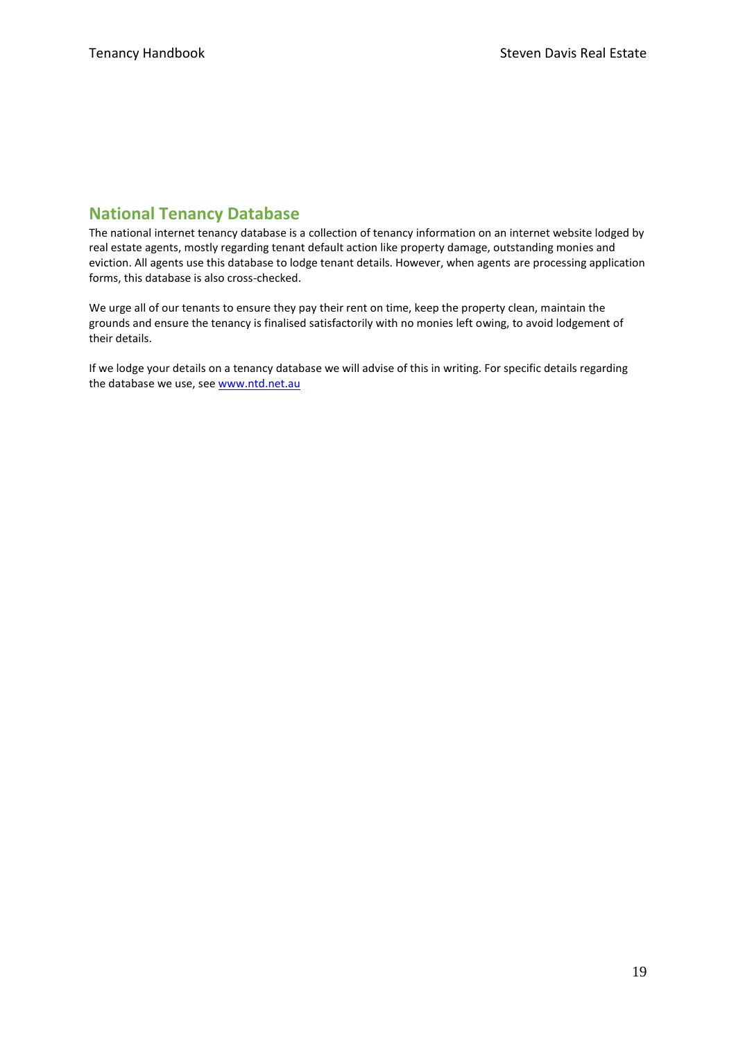## National Tenancy Database

The national internet tenancy database is a collection of tenancy information on an internet website lodged by real estate agents, mostly regarding tenant default action like property damage, outstanding monies and eviction. All agents use this database to lodge tenant details. However, when agents are processing application forms, this database is also cross-checked.

We urge all of our tenants to ensure they pay their rent on time, keep the property clean, maintain the grounds and ensure the tenancy is finalised satisfactorily with no monies left owing, to avoid lodgement of their details.

If we lodge your details on a tenancy database we will advise of this in writing. For specific details regarding the database we use, see [www.ntd.net.au](http://www.ntd.net.au)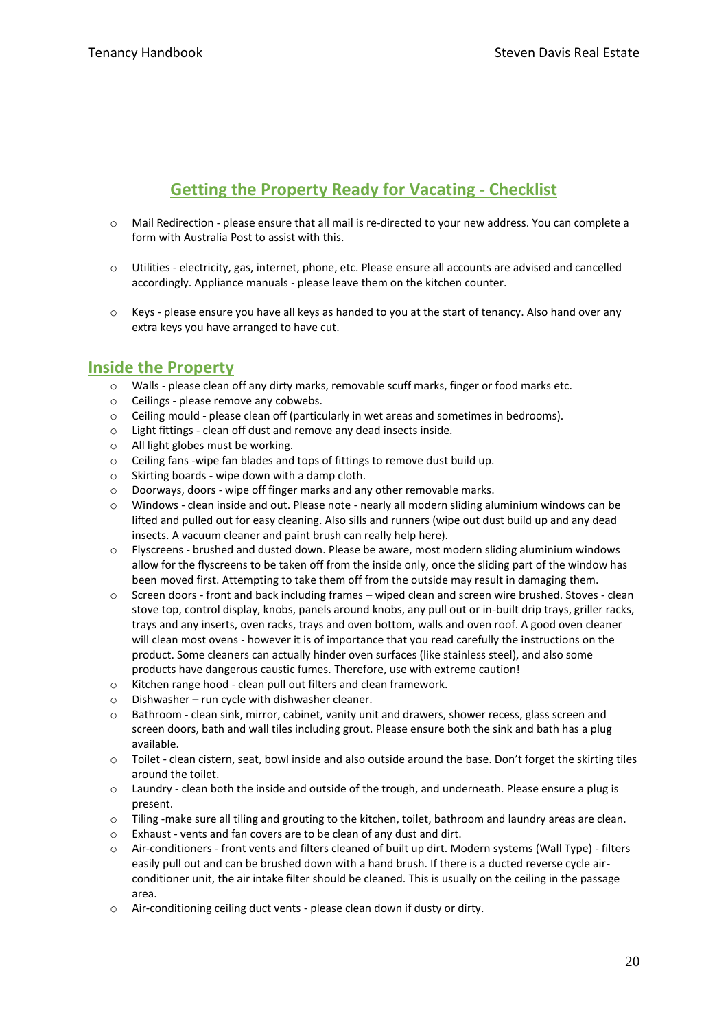## Getting the Property Ready for Vacating - Checklist

- Mail Redirection - please ensure that all mail is re-directed to your new address. You can complete a form with Australia Post to assist with this.

- Utilities - electricity, gas, internet, phone, etc. Please ensure all accounts are advised and cancelled accordingly. Appliance manuals - please leave them on the kitchen counter.

- Keys - please ensure you have all keys as handed to you at the start of tenancy. Also hand over any extra keys you have arranged to have cut.

## Inside the Property

- Walls - please clean off any dirty marks, removable scuff marks, finger or food marks etc.
- Ceilings - please remove any cobwebs.
- Ceiling mould - please clean off (particularly in wet areas and sometimes in bedrooms).
- Light fittings - clean off dust and remove any dead insects inside.
- All light globes must be working.
- Ceiling fans -wipe fan blades and tops of fittings to remove dust build up.
- Skirting boards - wipe down with a damp cloth.
- Doorways, doors - wipe off finger marks and any other removable marks.
- Windows - clean inside and out. Please note - nearly all modern sliding aluminium windows can be lifted and pulled out for easy cleaning. Also sills and runners (wipe out dust build up and any dead insects. A vacuum cleaner and paint brush can really help here).
- Flyscreens - brushed and dusted down. Please be aware, most modern sliding aluminium windows allow for the flyscreens to be taken off from the inside only, once the sliding part of the window has been moved first. Attempting to take them off from the outside may result in damaging them.
- Screen doors - front and back including frames – wiped clean and screen wire brushed. Stoves - clean stove top, control display, knobs, panels around knobs, any pull out or in-built drip trays, griller racks, trays and any inserts, oven racks, trays and oven bottom, walls and oven roof. A good oven cleaner will clean most ovens - however it is of importance that you read carefully the instructions on the product. Some cleaners can actually hinder oven surfaces (like stainless steel), and also some products have dangerous caustic fumes. Therefore, use with extreme caution!
- Kitchen range hood - clean pull out filters and clean framework.
- Dishwasher – run cycle with dishwasher cleaner.
- Bathroom - clean sink, mirror, cabinet, vanity unit and drawers, shower recess, glass screen and screen doors, bath and wall tiles including grout. Please ensure both the sink and bath has a plug available.
- Toilet - clean cistern, seat, bowl inside and also outside around the base. Don't forget the skirting tiles around the toilet.
- Laundry - clean both the inside and outside of the trough, and underneath. Please ensure a plug is present.
- Tiling -make sure all tiling and grouting to the kitchen, toilet, bathroom and laundry areas are clean.
- Exhaust - vents and fan covers are to be clean of any dust and dirt.
- Air-conditioners - front vents and filters cleaned of built up dirt. Modern systems (Wall Type) - filters easily pull out and can be brushed down with a hand brush. If there is a ducted reverse cycle air-conditioner unit, the air intake filter should be cleaned. This is usually on the ceiling in the passage area.
- Air-conditioning ceiling duct vents - please clean down if dusty or dirty.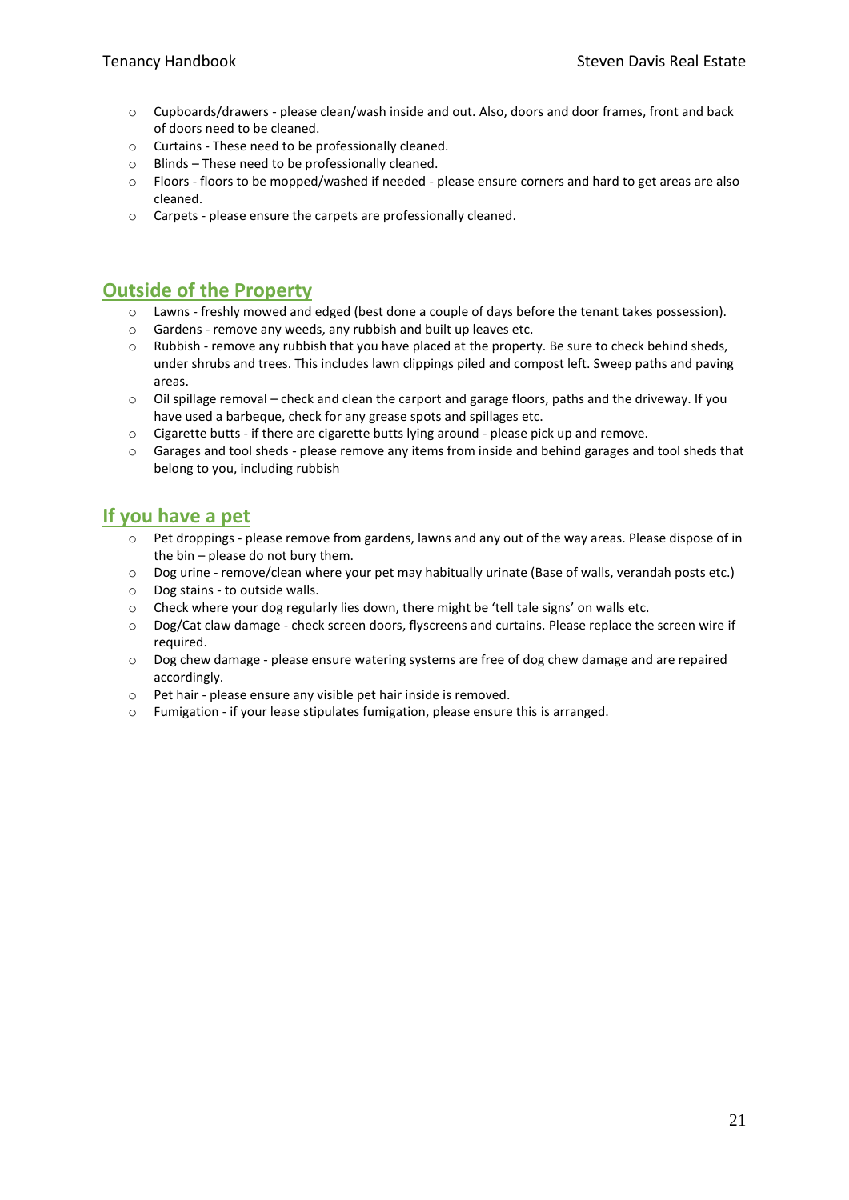- Cupboards/drawers - please clean/wash inside and out. Also, doors and door frames, front and back of doors need to be cleaned.
- Curtains - These need to be professionally cleaned.
- Blinds – These need to be professionally cleaned.
- Floors - floors to be mopped/washed if needed - please ensure corners and hard to get areas are also cleaned.
- Carpets - please ensure the carpets are professionally cleaned.

## Outside of the Property

- Lawns - freshly mowed and edged (best done a couple of days before the tenant takes possession).
- Gardens - remove any weeds, any rubbish and built up leaves etc.
- Rubbish - remove any rubbish that you have placed at the property. Be sure to check behind sheds, under shrubs and trees. This includes lawn clippings piled and compost left. Sweep paths and paving areas.
- Oil spillage removal – check and clean the carport and garage floors, paths and the driveway. If you have used a barbeque, check for any grease spots and spillages etc.
- Cigarette butts - if there are cigarette butts lying around - please pick up and remove.
- Garages and tool sheds - please remove any items from inside and behind garages and tool sheds that belong to you, including rubbish

## If you have a pet

- Pet droppings - please remove from gardens, lawns and any out of the way areas. Please dispose of in the bin – please do not bury them.
- Dog urine - remove/clean where your pet may habitually urinate (Base of walls, verandah posts etc.)
- Dog stains - to outside walls.
- Check where your dog regularly lies down, there might be 'tell tale signs' on walls etc.
- Dog/Cat claw damage - check screen doors, flyscreens and curtains. Please replace the screen wire if required.
- Dog chew damage - please ensure watering systems are free of dog chew damage and are repaired accordingly.
- Pet hair - please ensure any visible pet hair inside is removed.
- Fumigation - if your lease stipulates fumigation, please ensure this is arranged.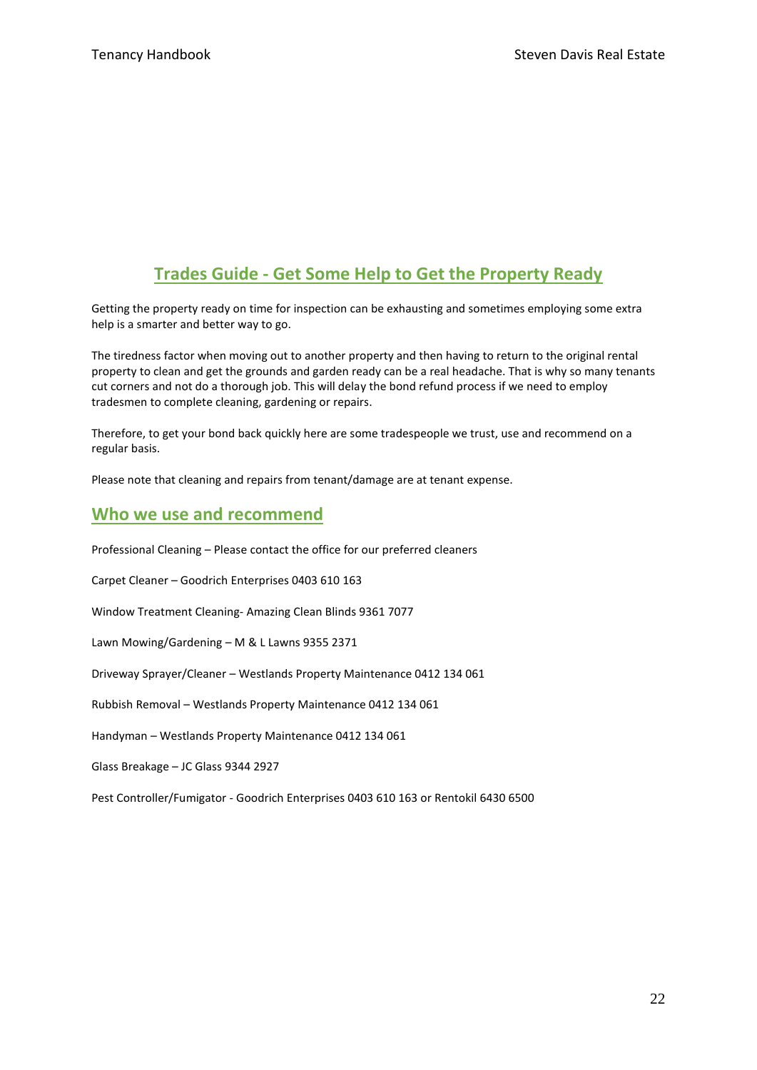# Trades Guide - Get Some Help to Get the Property Ready

Getting the property ready on time for inspection can be exhausting and sometimes employing some extra help is a smarter and better way to go.

The tiredness factor when moving out to another property and then having to return to the original rental property to clean and get the grounds and garden ready can be a real headache. That is why so many tenants cut corners and not do a thorough job. This will delay the bond refund process if we need to employ tradesmen to complete cleaning, gardening or repairs.

Therefore, to get your bond back quickly here are some tradespeople we trust, use and recommend on a regular basis.

Please note that cleaning and repairs from tenant/damage are at tenant expense.

## Who we use and recommend

Professional Cleaning – Please contact the office for our preferred cleaners

Carpet Cleaner – Goodrich Enterprises 0403 610 163

Window Treatment Cleaning- Amazing Clean Blinds 9361 7077

Lawn Mowing/Gardening – M & L Lawns 9355 2371

Driveway Sprayer/Cleaner – Westlands Property Maintenance 0412 134 061

Rubbish Removal – Westlands Property Maintenance 0412 134 061

Handyman – Westlands Property Maintenance 0412 134 061

Glass Breakage – JC Glass 9344 2927

Pest Controller/Fumigator - Goodrich Enterprises 0403 610 163 or Rentokil 6430 6500